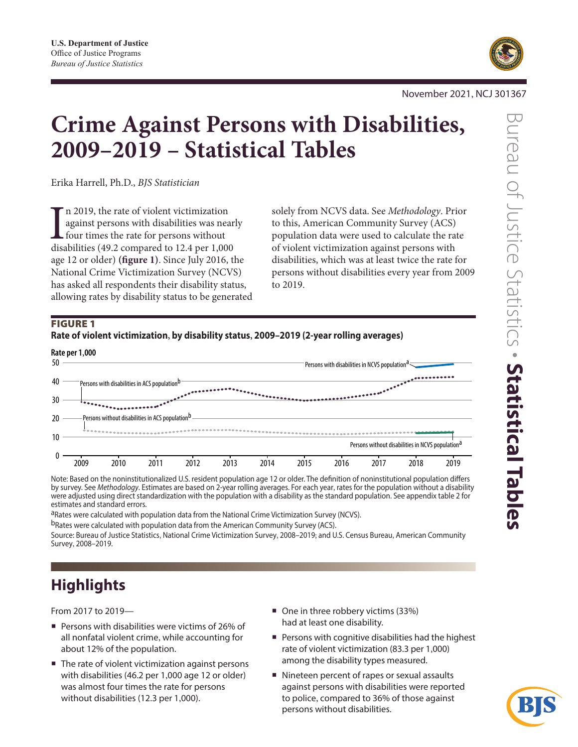U.S. Department of Justice
Office of Justice Programs
*Bureau of Justice Statistics*

November 2021, NCJ 301367

# Crime Against Persons with Disabilities, 2009–2019 – Statistical Tables

Erika Harrell, Ph.D., *BJS Statistician*

In 2019, the rate of violent victimization against persons with disabilities was nearly four times the rate for persons without disabilities (49.2 compared to 12.4 per 1,000 age 12 or older) **(figure 1)**. Since July 2016, the National Crime Victimization Survey (NCVS) has asked all respondents their disability status, allowing rates by disability status to be generated solely from NCVS data. See *Methodology*. Prior to this, American Community Survey (ACS) population data were used to calculate the rate of violent victimization against persons with disabilities, which was at least twice the rate for persons without disabilities every year from 2009 to 2019.

**FIGURE 1**
**Rate of violent victimization, by disability status, 2009–2019 (2-year rolling averages)**

Rate per 1,000

Persons with disabilities in NCVS population[a]
Persons with disabilities in ACS population[b]
Persons without disabilities in ACS population[b]
Persons without disabilities in NCVS population[a]

Note: Based on the noninstitutionalized U.S. resident population age 12 or older. The definition of noninstitutional population differs by survey. See *Methodology*. Estimates are based on 2-year rolling averages. For each year, rates for the population without a disability were adjusted using direct standardization with the population with a disability as the standard population. See appendix table 2 for estimates and standard errors.

[a]Rates were calculated with population data from the National Crime Victimization Survey (NCVS).

[b]Rates were calculated with population data from the American Community Survey (ACS).

Source: Bureau of Justice Statistics, National Crime Victimization Survey, 2008–2019; and U.S. Census Bureau, American Community Survey, 2008–2019.

## Highlights

From 2017 to 2019—

- Persons with disabilities were victims of 26% of all nonfatal violent crime, while accounting for about 12% of the population.
- The rate of violent victimization against persons with disabilities (46.2 per 1,000 age 12 or older) was almost four times the rate for persons without disabilities (12.3 per 1,000).
- One in three robbery victims (33%) had at least one disability.
- Persons with cognitive disabilities had the highest rate of violent victimization (83.3 per 1,000) among the disability types measured.
- Nineteen percent of rapes or sexual assaults against persons with disabilities were reported to police, compared to 36% of those against persons without disabilities.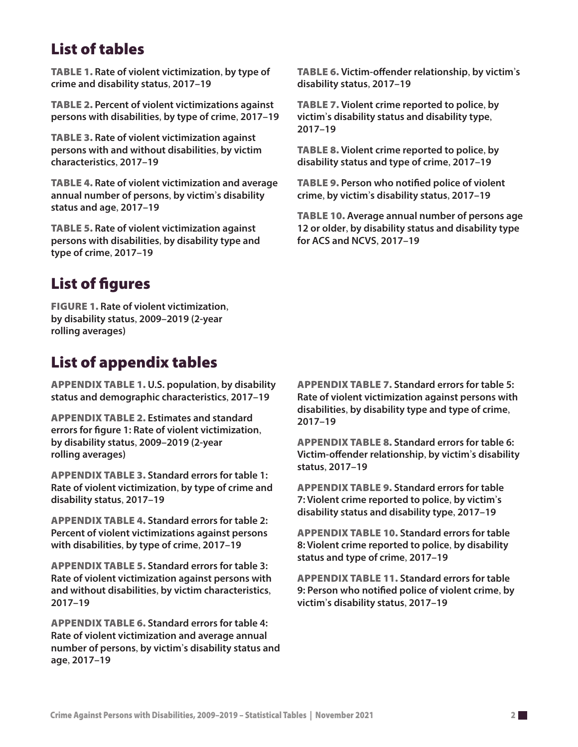## List of tables

**TABLE 1. Rate of violent victimization, by type of crime and disability status, 2017–19**

**TABLE 2. Percent of violent victimizations against persons with disabilities, by type of crime, 2017–19**

**TABLE 3. Rate of violent victimization against persons with and without disabilities, by victim characteristics, 2017–19**

**TABLE 4. Rate of violent victimization and average annual number of persons, by victim's disability status and age, 2017–19**

**TABLE 5. Rate of violent victimization against persons with disabilities, by disability type and type of crime, 2017–19**

**TABLE 6. Victim-offender relationship, by victim's disability status, 2017–19**

**TABLE 7. Violent crime reported to police, by victim's disability status and disability type, 2017–19**

**TABLE 8. Violent crime reported to police, by disability status and type of crime, 2017–19**

**TABLE 9. Person who notified police of violent crime, by victim's disability status, 2017–19**

**TABLE 10. Average annual number of persons age 12 or older, by disability status and disability type for ACS and NCVS, 2017–19**

## List of figures

**FIGURE 1. Rate of violent victimization, by disability status, 2009–2019 (2-year rolling averages)**

## List of appendix tables

**APPENDIX TABLE 1. U.S. population, by disability status and demographic characteristics, 2017–19**

**APPENDIX TABLE 2. Estimates and standard errors for figure 1: Rate of violent victimization, by disability status, 2009–2019 (2-year rolling averages)**

**APPENDIX TABLE 3. Standard errors for table 1: Rate of violent victimization, by type of crime and disability status, 2017–19**

**APPENDIX TABLE 4. Standard errors for table 2: Percent of violent victimizations against persons with disabilities, by type of crime, 2017–19**

**APPENDIX TABLE 5. Standard errors for table 3: Rate of violent victimization against persons with and without disabilities, by victim characteristics, 2017–19**

**APPENDIX TABLE 6. Standard errors for table 4: Rate of violent victimization and average annual number of persons, by victim's disability status and age, 2017–19**

**APPENDIX TABLE 7. Standard errors for table 5: Rate of violent victimization against persons with disabilities, by disability type and type of crime, 2017–19**

**APPENDIX TABLE 8. Standard errors for table 6: Victim-offender relationship, by victim's disability status, 2017–19**

**APPENDIX TABLE 9. Standard errors for table 7: Violent crime reported to police, by victim's disability status and disability type, 2017–19**

**APPENDIX TABLE 10. Standard errors for table 8: Violent crime reported to police, by disability status and type of crime, 2017–19**

**APPENDIX TABLE 11. Standard errors for table 9: Person who notified police of violent crime, by victim's disability status, 2017–19**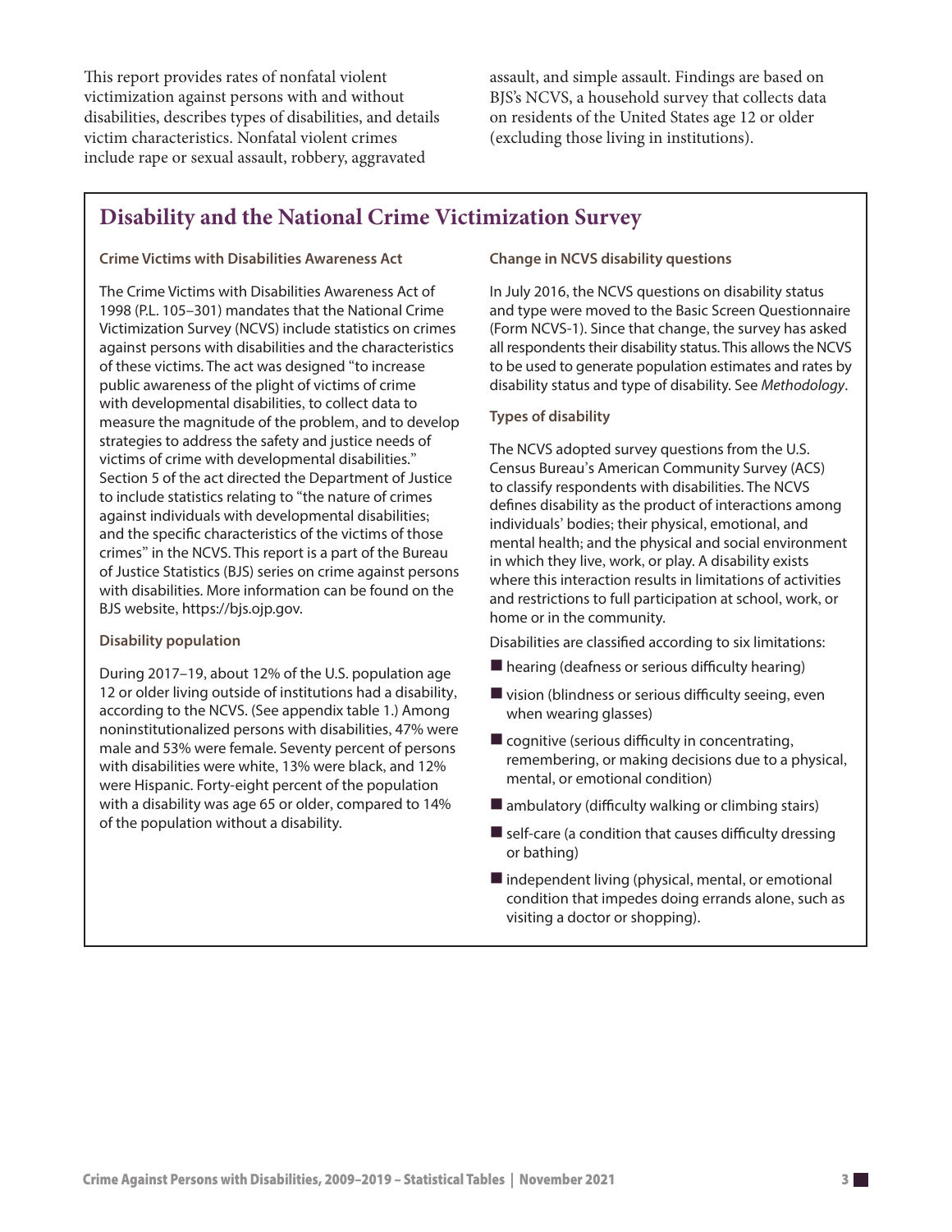This report provides rates of nonfatal violent victimization against persons with and without disabilities, describes types of disabilities, and details victim characteristics. Nonfatal violent crimes include rape or sexual assault, robbery, aggravated assault, and simple assault. Findings are based on BJS's NCVS, a household survey that collects data on residents of the United States age 12 or older (excluding those living in institutions).

## Disability and the National Crime Victimization Survey

### Crime Victims with Disabilities Awareness Act

The Crime Victims with Disabilities Awareness Act of 1998 (P.L. 105–301) mandates that the National Crime Victimization Survey (NCVS) include statistics on crimes against persons with disabilities and the characteristics of these victims. The act was designed "to increase public awareness of the plight of victims of crime with developmental disabilities, to collect data to measure the magnitude of the problem, and to develop strategies to address the safety and justice needs of victims of crime with developmental disabilities." Section 5 of the act directed the Department of Justice to include statistics relating to "the nature of crimes against individuals with developmental disabilities; and the specific characteristics of the victims of those crimes" in the NCVS. This report is a part of the Bureau of Justice Statistics (BJS) series on crime against persons with disabilities. More information can be found on the BJS website, https://bjs.ojp.gov.

### Disability population

During 2017–19, about 12% of the U.S. population age 12 or older living outside of institutions had a disability, according to the NCVS. (See appendix table 1.) Among noninstitutionalized persons with disabilities, 47% were male and 53% were female. Seventy percent of persons with disabilities were white, 13% were black, and 12% were Hispanic. Forty-eight percent of the population with a disability was age 65 or older, compared to 14% of the population without a disability.

### Change in NCVS disability questions

In July 2016, the NCVS questions on disability status and type were moved to the Basic Screen Questionnaire (Form NCVS-1). Since that change, the survey has asked all respondents their disability status. This allows the NCVS to be used to generate population estimates and rates by disability status and type of disability. See *Methodology*.

### Types of disability

The NCVS adopted survey questions from the U.S. Census Bureau's American Community Survey (ACS) to classify respondents with disabilities. The NCVS defines disability as the product of interactions among individuals' bodies; their physical, emotional, and mental health; and the physical and social environment in which they live, work, or play. A disability exists where this interaction results in limitations of activities and restrictions to full participation at school, work, or home or in the community.

Disabilities are classified according to six limitations:

- hearing (deafness or serious difficulty hearing)
- vision (blindness or serious difficulty seeing, even when wearing glasses)
- cognitive (serious difficulty in concentrating, remembering, or making decisions due to a physical, mental, or emotional condition)
- ambulatory (difficulty walking or climbing stairs)
- self-care (a condition that causes difficulty dressing or bathing)
- independent living (physical, mental, or emotional condition that impedes doing errands alone, such as visiting a doctor or shopping).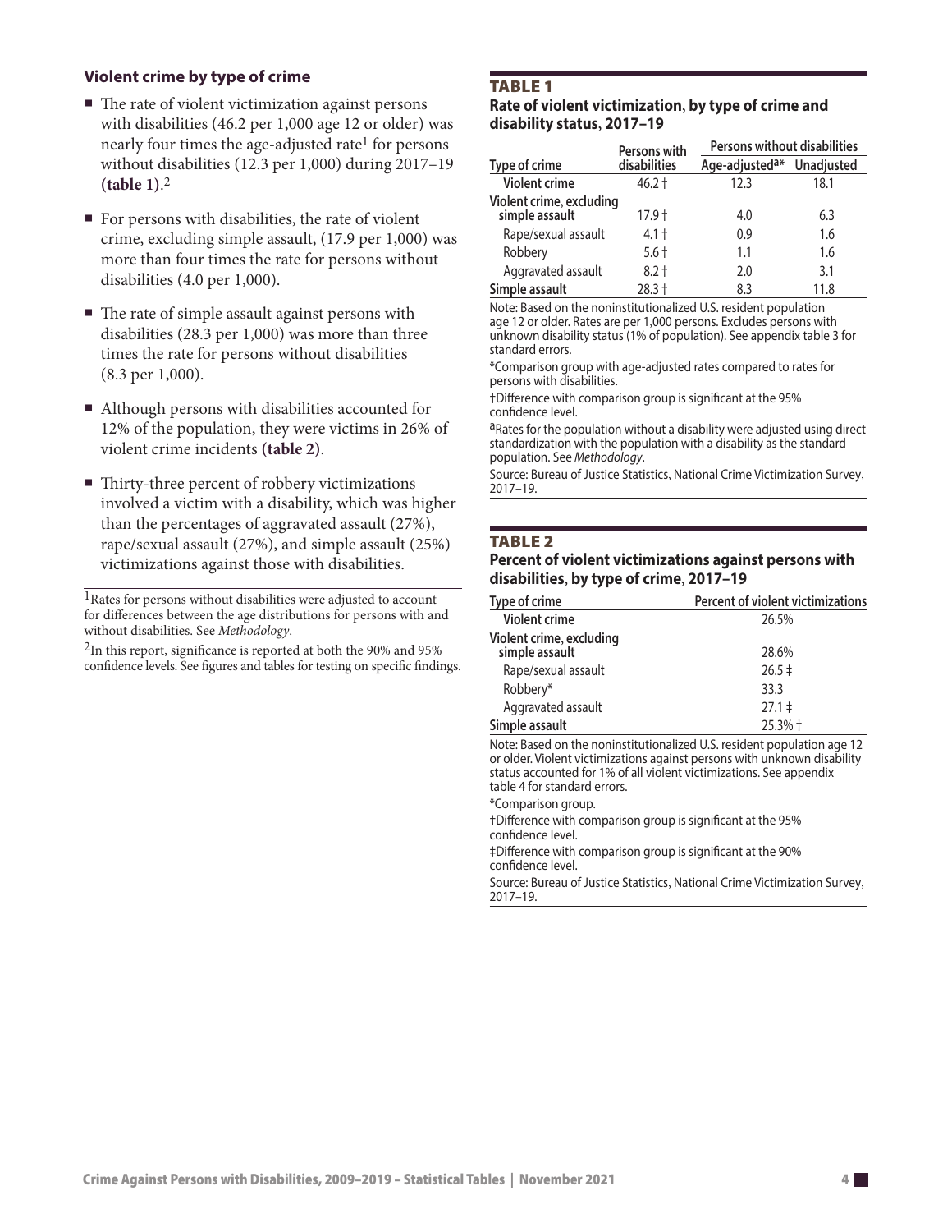### Violent crime by type of crime

- The rate of violent victimization against persons with disabilities (46.2 per 1,000 age 12 or older) was nearly four times the age-adjusted rate[1] for persons without disabilities (12.3 per 1,000) during 2017–19 **(table 1)**.[2]
- For persons with disabilities, the rate of violent crime, excluding simple assault, (17.9 per 1,000) was more than four times the rate for persons without disabilities (4.0 per 1,000).
- The rate of simple assault against persons with disabilities (28.3 per 1,000) was more than three times the rate for persons without disabilities (8.3 per 1,000).
- Although persons with disabilities accounted for 12% of the population, they were victims in 26% of violent crime incidents **(table 2)**.
- Thirty-three percent of robbery victimizations involved a victim with a disability, which was higher than the percentages of aggravated assault (27%), rape/sexual assault (27%), and simple assault (25%) victimizations against those with disabilities.

[1]Rates for persons without disabilities were adjusted to account for differences between the age distributions for persons with and without disabilities. See *Methodology*.

[2]In this report, significance is reported at both the 90% and 95% confidence levels. See figures and tables for testing on specific findings.

**TABLE 1**
**Rate of violent victimization, by type of crime and disability status, 2017–19**

| Type of crime | Persons with disabilities | Persons without disabilities | |
|---|---|---|---|
| | | Age-adjusted[a]* | Unadjusted |
| **Violent crime** | 46.2 † | 12.3 | 18.1 |
| **Violent crime, excluding simple assault** | 17.9 † | 4.0 | 6.3 |
| Rape/sexual assault | 4.1 † | 0.9 | 1.6 |
| Robbery | 5.6 † | 1.1 | 1.6 |
| Aggravated assault | 8.2 † | 2.0 | 3.1 |
| **Simple assault** | 28.3 † | 8.3 | 11.8 |

Note: Based on the noninstitutionalized U.S. resident population age 12 or older. Rates are per 1,000 persons. Excludes persons with unknown disability status (1% of population). See appendix table 3 for standard errors.

*Comparison group with age-adjusted rates compared to rates for persons with disabilities.

†Difference with comparison group is significant at the 95% confidence level.

[a]Rates for the population without a disability were adjusted using direct standardization with the population with a disability as the standard population. See *Methodology*.

Source: Bureau of Justice Statistics, National Crime Victimization Survey, 2017–19.

**TABLE 2**
**Percent of violent victimizations against persons with disabilities, by type of crime, 2017–19**

| Type of crime | Percent of violent victimizations |
|---|---|
| **Violent crime** | 26.5% |
| **Violent crime, excluding simple assault** | 28.6% |
| Rape/sexual assault | 26.5 ‡ |
| Robbery* | 33.3 |
| Aggravated assault | 27.1 ‡ |
| **Simple assault** | 25.3% † |

Note: Based on the noninstitutionalized U.S. resident population age 12 or older. Violent victimizations against persons with unknown disability status accounted for 1% of all violent victimizations. See appendix table 4 for standard errors.

*Comparison group.

†Difference with comparison group is significant at the 95% confidence level.

‡Difference with comparison group is significant at the 90% confidence level.

Source: Bureau of Justice Statistics, National Crime Victimization Survey, 2017–19.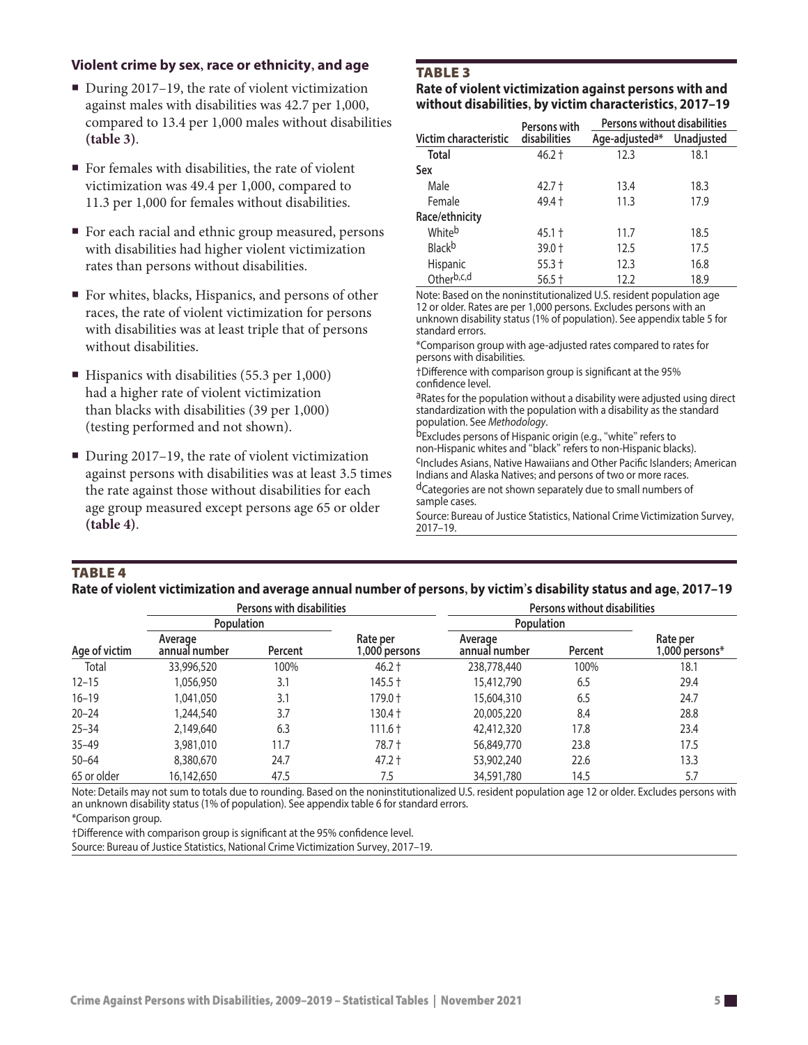### Violent crime by sex, race or ethnicity, and age

- During 2017–19, the rate of violent victimization against males with disabilities was 42.7 per 1,000, compared to 13.4 per 1,000 males without disabilities **(table 3)**.
- For females with disabilities, the rate of violent victimization was 49.4 per 1,000, compared to 11.3 per 1,000 for females without disabilities.
- For each racial and ethnic group measured, persons with disabilities had higher violent victimization rates than persons without disabilities.
- For whites, blacks, Hispanics, and persons of other races, the rate of violent victimization for persons with disabilities was at least triple that of persons without disabilities.
- Hispanics with disabilities (55.3 per 1,000) had a higher rate of violent victimization than blacks with disabilities (39 per 1,000) (testing performed and not shown).
- During 2017–19, the rate of violent victimization against persons with disabilities was at least 3.5 times the rate against those without disabilities for each age group measured except persons age 65 or older **(table 4)**.

**TABLE 3**

**Rate of violent victimization against persons with and without disabilities, by victim characteristics, 2017–19**

| Victim characteristic | Persons with disabilities | Persons without disabilities | |
|---|---|---|---|
| | | Age-adjusted[a]* | Unadjusted |
| **Total** | 46.2 † | 12.3 | 18.1 |
| **Sex** | | | |
| Male | 42.7 † | 13.4 | 18.3 |
| Female | 49.4 † | 11.3 | 17.9 |
| **Race/ethnicity** | | | |
| White[b] | 45.1 † | 11.7 | 18.5 |
| Black[b] | 39.0 † | 12.5 | 17.5 |
| Hispanic | 55.3 † | 12.3 | 16.8 |
| Other[b,c,d] | 56.5 † | 12.2 | 18.9 |

Note: Based on the noninstitutionalized U.S. resident population age 12 or older. Rates are per 1,000 persons. Excludes persons with an unknown disability status (1% of population). See appendix table 5 for standard errors.

*Comparison group with age-adjusted rates compared to rates for persons with disabilities.

†Difference with comparison group is significant at the 95% confidence level.

[a]Rates for the population without a disability were adjusted using direct standardization with the population with a disability as the standard population. See *Methodology*.

[b]Excludes persons of Hispanic origin (e.g., "white" refers to non-Hispanic whites and "black" refers to non-Hispanic blacks).

[c]Includes Asians, Native Hawaiians and Other Pacific Islanders; American Indians and Alaska Natives; and persons of two or more races.

[d]Categories are not shown separately due to small numbers of sample cases.

Source: Bureau of Justice Statistics, National Crime Victimization Survey, 2017–19.

**TABLE 4**

**Rate of violent victimization and average annual number of persons, by victim's disability status and age, 2017–19**

| Age of victim | Persons with disabilities | | | Persons without disabilities | | |
|---|---|---|---|---|---|---|
| | Population | | | Population | | |
| | Average annual number | Percent | Rate per 1,000 persons | Average annual number | Percent | Rate per 1,000 persons* |
| Total | 33,996,520 | 100% | 46.2 † | 238,778,440 | 100% | 18.1 |
| 12–15 | 1,056,950 | 3.1 | 145.5 † | 15,412,790 | 6.5 | 29.4 |
| 16–19 | 1,041,050 | 3.1 | 179.0 † | 15,604,310 | 6.5 | 24.7 |
| 20–24 | 1,244,540 | 3.7 | 130.4 † | 20,005,220 | 8.4 | 28.8 |
| 25–34 | 2,149,640 | 6.3 | 111.6 † | 42,412,320 | 17.8 | 23.4 |
| 35–49 | 3,981,010 | 11.7 | 78.7 † | 56,849,770 | 23.8 | 17.5 |
| 50–64 | 8,380,670 | 24.7 | 47.2 † | 53,902,240 | 22.6 | 13.3 |
| 65 or older | 16,142,650 | 47.5 | 7.5 | 34,591,780 | 14.5 | 5.7 |

Note: Details may not sum to totals due to rounding. Based on the noninstitutionalized U.S. resident population age 12 or older. Excludes persons with an unknown disability status (1% of population). See appendix table 6 for standard errors.

*Comparison group.

†Difference with comparison group is significant at the 95% confidence level.

Source: Bureau of Justice Statistics, National Crime Victimization Survey, 2017–19.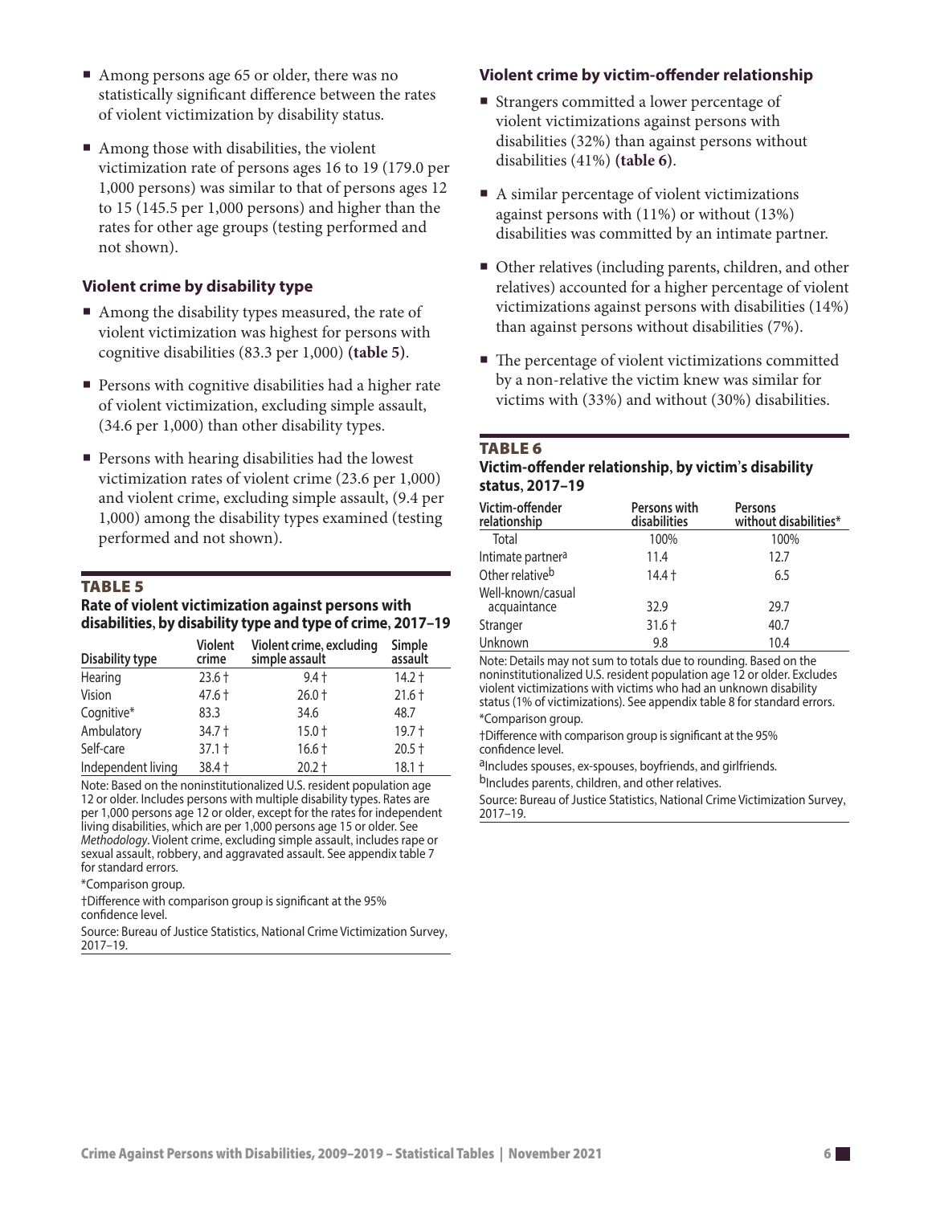- Among persons age 65 or older, there was no statistically significant difference between the rates of violent victimization by disability status.
- Among those with disabilities, the violent victimization rate of persons ages 16 to 19 (179.0 per 1,000 persons) was similar to that of persons ages 12 to 15 (145.5 per 1,000 persons) and higher than the rates for other age groups (testing performed and not shown).

### Violent crime by disability type

- Among the disability types measured, the rate of violent victimization was highest for persons with cognitive disabilities (83.3 per 1,000) **(table 5)**.
- Persons with cognitive disabilities had a higher rate of violent victimization, excluding simple assault, (34.6 per 1,000) than other disability types.
- Persons with hearing disabilities had the lowest victimization rates of violent crime (23.6 per 1,000) and violent crime, excluding simple assault, (9.4 per 1,000) among the disability types examined (testing performed and not shown).

**TABLE 5**

**Rate of violent victimization against persons with disabilities, by disability type and type of crime, 2017–19**

| Disability type | Violent crime | Violent crime, excluding simple assault | Simple assault |
|---|---|---|---|
| Hearing | 23.6 † | 9.4 † | 14.2 † |
| Vision | 47.6 † | 26.0 † | 21.6 † |
| Cognitive* | 83.3 | 34.6 | 48.7 |
| Ambulatory | 34.7 † | 15.0 † | 19.7 † |
| Self-care | 37.1 † | 16.6 † | 20.5 † |
| Independent living | 38.4 † | 20.2 † | 18.1 † |

Note: Based on the noninstitutionalized U.S. resident population age 12 or older. Includes persons with multiple disability types. Rates are per 1,000 persons age 12 or older, except for the rates for independent living disabilities, which are per 1,000 persons age 15 or older. See *Methodology*. Violent crime, excluding simple assault, includes rape or sexual assault, robbery, and aggravated assault. See appendix table 7 for standard errors.

*Comparison group.

†Difference with comparison group is significant at the 95% confidence level.

Source: Bureau of Justice Statistics, National Crime Victimization Survey, 2017–19.

### Violent crime by victim-offender relationship

- Strangers committed a lower percentage of violent victimizations against persons with disabilities (32%) than against persons without disabilities (41%) **(table 6)**.
- A similar percentage of violent victimizations against persons with (11%) or without (13%) disabilities was committed by an intimate partner.
- Other relatives (including parents, children, and other relatives) accounted for a higher percentage of violent victimizations against persons with disabilities (14%) than against persons without disabilities (7%).
- The percentage of violent victimizations committed by a non-relative the victim knew was similar for victims with (33%) and without (30%) disabilities.

**TABLE 6**

**Victim-offender relationship, by victim's disability status, 2017–19**

| Victim-offender relationship | Persons with disabilities | Persons without disabilities* |
|---|---|---|
| Total | 100% | 100% |
| Intimate partner[a] | 11.4 | 12.7 |
| Other relative[b] | 14.4 † | 6.5 |
| Well-known/casual acquaintance | 32.9 | 29.7 |
| Stranger | 31.6 † | 40.7 |
| Unknown | 9.8 | 10.4 |

Note: Details may not sum to totals due to rounding. Based on the noninstitutionalized U.S. resident population age 12 or older. Excludes violent victimizations with victims who had an unknown disability status (1% of victimizations). See appendix table 8 for standard errors.

*Comparison group.

†Difference with comparison group is significant at the 95% confidence level.

[a]Includes spouses, ex-spouses, boyfriends, and girlfriends.

[b]Includes parents, children, and other relatives.

Source: Bureau of Justice Statistics, National Crime Victimization Survey, 2017–19.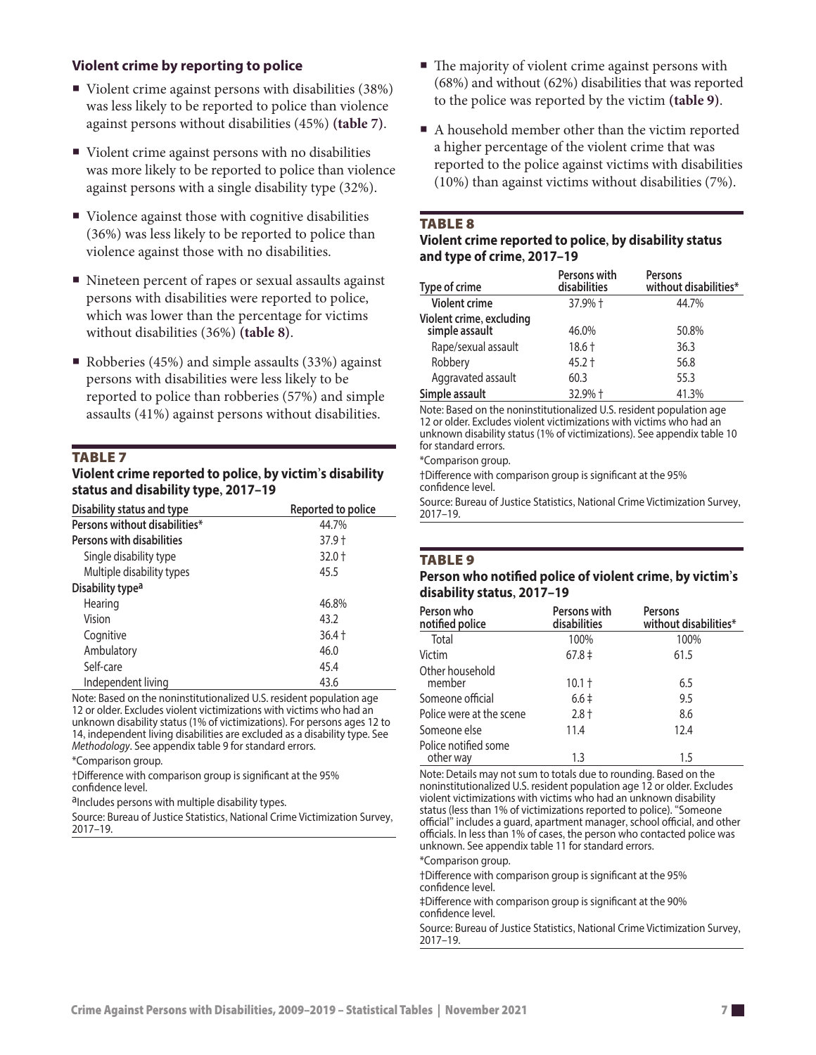### Violent crime by reporting to police

- Violent crime against persons with disabilities (38%) was less likely to be reported to police than violence against persons without disabilities (45%) **(table 7)**.
- Violent crime against persons with no disabilities was more likely to be reported to police than violence against persons with a single disability type (32%).
- Violence against those with cognitive disabilities (36%) was less likely to be reported to police than violence against those with no disabilities.
- Nineteen percent of rapes or sexual assaults against persons with disabilities were reported to police, which was lower than the percentage for victims without disabilities (36%) **(table 8)**.
- Robberies (45%) and simple assaults (33%) against persons with disabilities were less likely to be reported to police than robberies (57%) and simple assaults (41%) against persons without disabilities.
- The majority of violent crime against persons with (68%) and without (62%) disabilities that was reported to the police was reported by the victim **(table 9)**.
- A household member other than the victim reported a higher percentage of the violent crime that was reported to the police against victims with disabilities (10%) than against victims without disabilities (7%).

#### TABLE 7
**Violent crime reported to police, by victim's disability status and disability type, 2017–19**

| Disability status and type | Reported to police |
|---|---|
| **Persons without disabilities*** | 44.7% |
| **Persons with disabilities** | 37.9 † |
| Single disability type | 32.0 † |
| Multiple disability types | 45.5 |
| **Disability type[a]** | |
| Hearing | 46.8% |
| Vision | 43.2 |
| Cognitive | 36.4 † |
| Ambulatory | 46.0 |
| Self-care | 45.4 |
| Independent living | 43.6 |

Note: Based on the noninstitutionalized U.S. resident population age 12 or older. Excludes violent victimizations with victims who had an unknown disability status (1% of victimizations). For persons ages 12 to 14, independent living disabilities are excluded as a disability type. See *Methodology*. See appendix table 9 for standard errors.

*Comparison group.

†Difference with comparison group is significant at the 95% confidence level.

[a]Includes persons with multiple disability types.

Source: Bureau of Justice Statistics, National Crime Victimization Survey, 2017–19.

#### TABLE 8
**Violent crime reported to police, by disability status and type of crime, 2017–19**

| Type of crime | Persons with disabilities | Persons without disabilities* |
|---|---|---|
| **Violent crime** | 37.9% † | 44.7% |
| **Violent crime, excluding simple assault** | 46.0% | 50.8% |
| Rape/sexual assault | 18.6 † | 36.3 |
| Robbery | 45.2 † | 56.8 |
| Aggravated assault | 60.3 | 55.3 |
| **Simple assault** | 32.9% † | 41.3% |

Note: Based on the noninstitutionalized U.S. resident population age 12 or older. Excludes violent victimizations with victims who had an unknown disability status (1% of victimizations). See appendix table 10 for standard errors.

*Comparison group.

†Difference with comparison group is significant at the 95% confidence level.

Source: Bureau of Justice Statistics, National Crime Victimization Survey, 2017–19.

#### TABLE 9
**Person who notified police of violent crime, by victim's disability status, 2017–19**

| Person who notified police | Persons with disabilities | Persons without disabilities* |
|---|---|---|
| Total | 100% | 100% |
| Victim | 67.8 ‡ | 61.5 |
| Other household member | 10.1 † | 6.5 |
| Someone official | 6.6 ‡ | 9.5 |
| Police were at the scene | 2.8 † | 8.6 |
| Someone else | 11.4 | 12.4 |
| Police notified some other way | 1.3 | 1.5 |

Note: Details may not sum to totals due to rounding. Based on the noninstitutionalized U.S. resident population age 12 or older. Excludes violent victimizations with victims who had an unknown disability status (less than 1% of victimizations reported to police). "Someone official" includes a guard, apartment manager, school official, and other officials. In less than 1% of cases, the person who contacted police was unknown. See appendix table 11 for standard errors.

*Comparison group.

†Difference with comparison group is significant at the 95% confidence level.

‡Difference with comparison group is significant at the 90% confidence level.

Source: Bureau of Justice Statistics, National Crime Victimization Survey, 2017–19.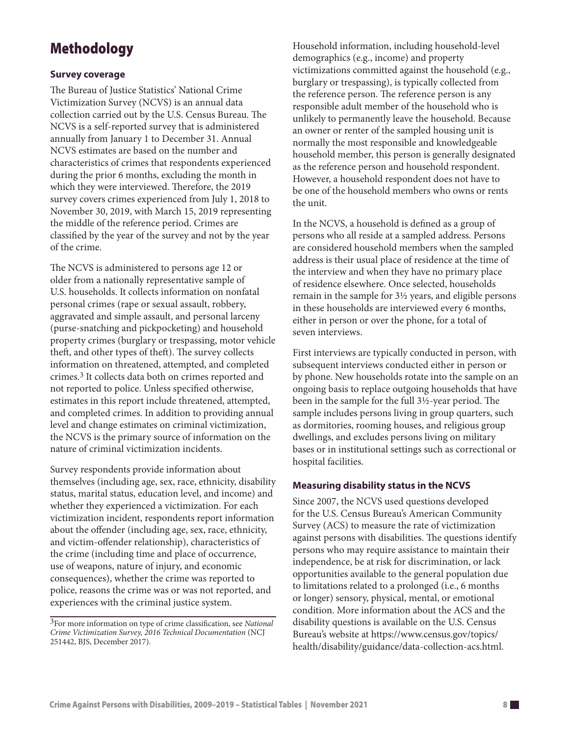# Methodology

### Survey coverage

The Bureau of Justice Statistics' National Crime Victimization Survey (NCVS) is an annual data collection carried out by the U.S. Census Bureau. The NCVS is a self-reported survey that is administered annually from January 1 to December 31. Annual NCVS estimates are based on the number and characteristics of crimes that respondents experienced during the prior 6 months, excluding the month in which they were interviewed. Therefore, the 2019 survey covers crimes experienced from July 1, 2018 to November 30, 2019, with March 15, 2019 representing the middle of the reference period. Crimes are classified by the year of the survey and not by the year of the crime.

The NCVS is administered to persons age 12 or older from a nationally representative sample of U.S. households. It collects information on nonfatal personal crimes (rape or sexual assault, robbery, aggravated and simple assault, and personal larceny (purse-snatching and pickpocketing) and household property crimes (burglary or trespassing, motor vehicle theft, and other types of theft). The survey collects information on threatened, attempted, and completed crimes.[3] It collects data both on crimes reported and not reported to police. Unless specified otherwise, estimates in this report include threatened, attempted, and completed crimes. In addition to providing annual level and change estimates on criminal victimization, the NCVS is the primary source of information on the nature of criminal victimization incidents.

Survey respondents provide information about themselves (including age, sex, race, ethnicity, disability status, marital status, education level, and income) and whether they experienced a victimization. For each victimization incident, respondents report information about the offender (including age, sex, race, ethnicity, and victim-offender relationship), characteristics of the crime (including time and place of occurrence, use of weapons, nature of injury, and economic consequences), whether the crime was reported to police, reasons the crime was or was not reported, and experiences with the criminal justice system.

[3]For more information on type of crime classification, see *National Crime Victimization Survey, 2016 Technical Documentation* (NCJ 251442, BJS, December 2017).

Household information, including household-level demographics (e.g., income) and property victimizations committed against the household (e.g., burglary or trespassing), is typically collected from the reference person. The reference person is any responsible adult member of the household who is unlikely to permanently leave the household. Because an owner or renter of the sampled housing unit is normally the most responsible and knowledgeable household member, this person is generally designated as the reference person and household respondent. However, a household respondent does not have to be one of the household members who owns or rents the unit.

In the NCVS, a household is defined as a group of persons who all reside at a sampled address. Persons are considered household members when the sampled address is their usual place of residence at the time of the interview and when they have no primary place of residence elsewhere. Once selected, households remain in the sample for 3½ years, and eligible persons in these households are interviewed every 6 months, either in person or over the phone, for a total of seven interviews.

First interviews are typically conducted in person, with subsequent interviews conducted either in person or by phone. New households rotate into the sample on an ongoing basis to replace outgoing households that have been in the sample for the full 3½-year period. The sample includes persons living in group quarters, such as dormitories, rooming houses, and religious group dwellings, and excludes persons living on military bases or in institutional settings such as correctional or hospital facilities.

### Measuring disability status in the NCVS

Since 2007, the NCVS used questions developed for the U.S. Census Bureau's American Community Survey (ACS) to measure the rate of victimization against persons with disabilities. The questions identify persons who may require assistance to maintain their independence, be at risk for discrimination, or lack opportunities available to the general population due to limitations related to a prolonged (i.e., 6 months or longer) sensory, physical, mental, or emotional condition. More information about the ACS and the disability questions is available on the U.S. Census Bureau's website at https://www.census.gov/topics/health/disability/guidance/data-collection-acs.html.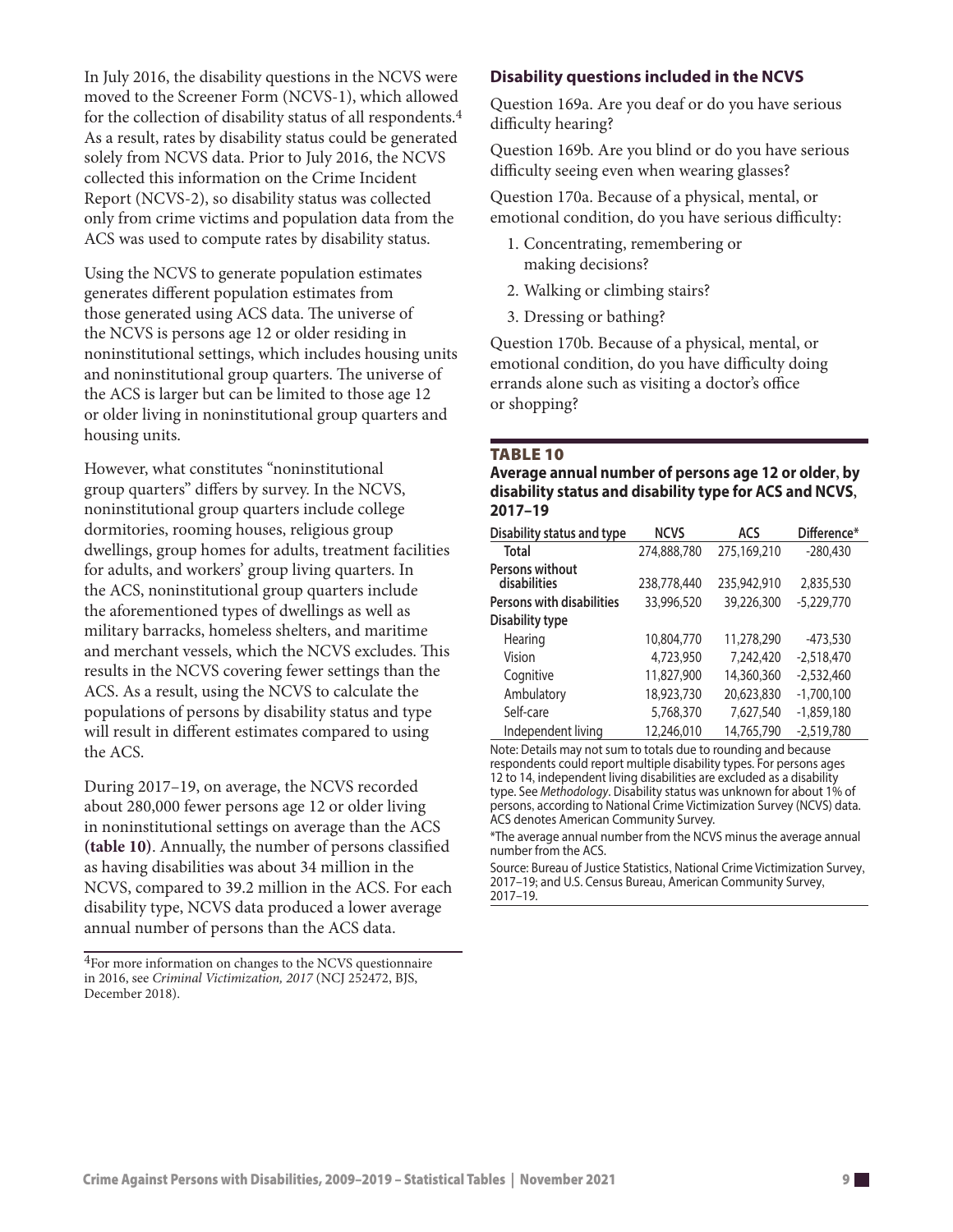In July 2016, the disability questions in the NCVS were moved to the Screener Form (NCVS-1), which allowed for the collection of disability status of all respondents.[4] As a result, rates by disability status could be generated solely from NCVS data. Prior to July 2016, the NCVS collected this information on the Crime Incident Report (NCVS-2), so disability status was collected only from crime victims and population data from the ACS was used to compute rates by disability status.

Using the NCVS to generate population estimates generates different population estimates from those generated using ACS data. The universe of the NCVS is persons age 12 or older residing in noninstitutional settings, which includes housing units and noninstitutional group quarters. The universe of the ACS is larger but can be limited to those age 12 or older living in noninstitutional group quarters and housing units.

However, what constitutes "noninstitutional group quarters" differs by survey. In the NCVS, noninstitutional group quarters include college dormitories, rooming houses, religious group dwellings, group homes for adults, treatment facilities for adults, and workers' group living quarters. In the ACS, noninstitutional group quarters include the aforementioned types of dwellings as well as military barracks, homeless shelters, and maritime and merchant vessels, which the NCVS excludes. This results in the NCVS covering fewer settings than the ACS. As a result, using the NCVS to calculate the populations of persons by disability status and type will result in different estimates compared to using the ACS.

During 2017–19, on average, the NCVS recorded about 280,000 fewer persons age 12 or older living in noninstitutional settings on average than the ACS **(table 10)**. Annually, the number of persons classified as having disabilities was about 34 million in the NCVS, compared to 39.2 million in the ACS. For each disability type, NCVS data produced a lower average annual number of persons than the ACS data.

[4]For more information on changes to the NCVS questionnaire in 2016, see *Criminal Victimization, 2017* (NCJ 252472, BJS, December 2018).

### Disability questions included in the NCVS

Question 169a. Are you deaf or do you have serious difficulty hearing?

Question 169b. Are you blind or do you have serious difficulty seeing even when wearing glasses?

Question 170a. Because of a physical, mental, or emotional condition, do you have serious difficulty:

1. Concentrating, remembering or making decisions?
2. Walking or climbing stairs?
3. Dressing or bathing?

Question 170b. Because of a physical, mental, or emotional condition, do you have difficulty doing errands alone such as visiting a doctor's office or shopping?

**TABLE 10**

**Average annual number of persons age 12 or older, by disability status and disability type for ACS and NCVS, 2017–19**

| Disability status and type | NCVS | ACS | Difference* |
|---|---|---|---|
| **Total** | 274,888,780 | 275,169,210 | -280,430 |
| **Persons without disabilities** | 238,778,440 | 235,942,910 | 2,835,530 |
| **Persons with disabilities** | 33,996,520 | 39,226,300 | -5,229,770 |
| **Disability type** | | | |
| Hearing | 10,804,770 | 11,278,290 | -473,530 |
| Vision | 4,723,950 | 7,242,420 | -2,518,470 |
| Cognitive | 11,827,900 | 14,360,360 | -2,532,460 |
| Ambulatory | 18,923,730 | 20,623,830 | -1,700,100 |
| Self-care | 5,768,370 | 7,627,540 | -1,859,180 |
| Independent living | 12,246,010 | 14,765,790 | -2,519,780 |

Note: Details may not sum to totals due to rounding and because respondents could report multiple disability types. For persons ages 12 to 14, independent living disabilities are excluded as a disability type. See *Methodology*. Disability status was unknown for about 1% of persons, according to National Crime Victimization Survey (NCVS) data. ACS denotes American Community Survey.

*The average annual number from the NCVS minus the average annual number from the ACS.

Source: Bureau of Justice Statistics, National Crime Victimization Survey, 2017–19; and U.S. Census Bureau, American Community Survey, 2017–19.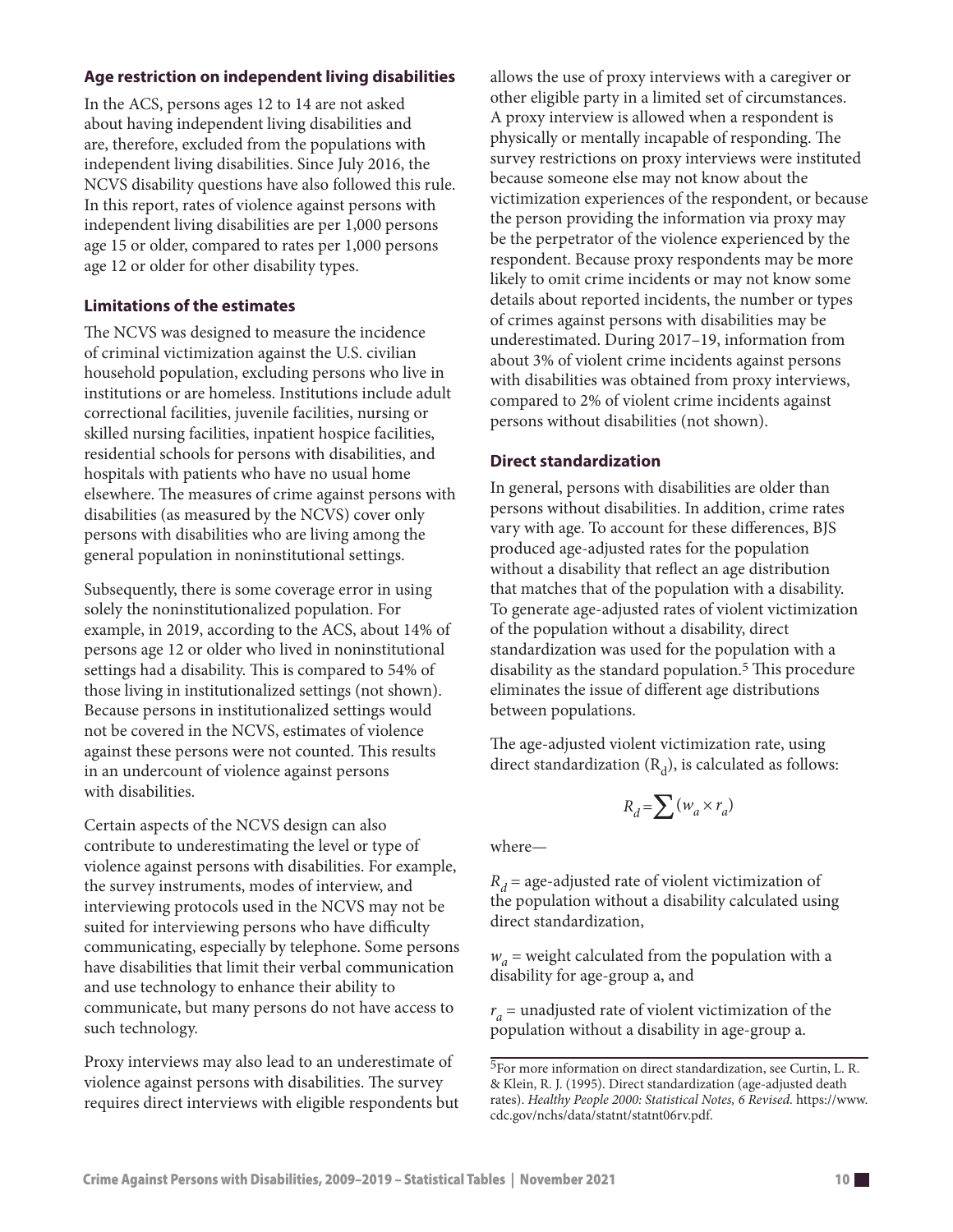### Age restriction on independent living disabilities

In the ACS, persons ages 12 to 14 are not asked about having independent living disabilities and are, therefore, excluded from the populations with independent living disabilities. Since July 2016, the NCVS disability questions have also followed this rule. In this report, rates of violence against persons with independent living disabilities are per 1,000 persons age 15 or older, compared to rates per 1,000 persons age 12 or older for other disability types.

### Limitations of the estimates

The NCVS was designed to measure the incidence of criminal victimization against the U.S. civilian household population, excluding persons who live in institutions or are homeless. Institutions include adult correctional facilities, juvenile facilities, nursing or skilled nursing facilities, inpatient hospice facilities, residential schools for persons with disabilities, and hospitals with patients who have no usual home elsewhere. The measures of crime against persons with disabilities (as measured by the NCVS) cover only persons with disabilities who are living among the general population in noninstitutional settings.

Subsequently, there is some coverage error in using solely the noninstitutionalized population. For example, in 2019, according to the ACS, about 14% of persons age 12 or older who lived in noninstitutional settings had a disability. This is compared to 54% of those living in institutionalized settings (not shown). Because persons in institutionalized settings would not be covered in the NCVS, estimates of violence against these persons were not counted. This results in an undercount of violence against persons with disabilities.

Certain aspects of the NCVS design can also contribute to underestimating the level or type of violence against persons with disabilities. For example, the survey instruments, modes of interview, and interviewing protocols used in the NCVS may not be suited for interviewing persons who have difficulty communicating, especially by telephone. Some persons have disabilities that limit their verbal communication and use technology to enhance their ability to communicate, but many persons do not have access to such technology.

Proxy interviews may also lead to an underestimate of violence against persons with disabilities. The survey requires direct interviews with eligible respondents but allows the use of proxy interviews with a caregiver or other eligible party in a limited set of circumstances. A proxy interview is allowed when a respondent is physically or mentally incapable of responding. The survey restrictions on proxy interviews were instituted because someone else may not know about the victimization experiences of the respondent, or because the person providing the information via proxy may be the perpetrator of the violence experienced by the respondent. Because proxy respondents may be more likely to omit crime incidents or may not know some details about reported incidents, the number or types of crimes against persons with disabilities may be underestimated. During 2017–19, information from about 3% of violent crime incidents against persons with disabilities was obtained from proxy interviews, compared to 2% of violent crime incidents against persons without disabilities (not shown).

### Direct standardization

In general, persons with disabilities are older than persons without disabilities. In addition, crime rates vary with age. To account for these differences, BJS produced age-adjusted rates for the population without a disability that reflect an age distribution that matches that of the population with a disability. To generate age-adjusted rates of violent victimization of the population without a disability, direct standardization was used for the population with a disability as the standard population.[5] This procedure eliminates the issue of different age distributions between populations.

The age-adjusted violent victimization rate, using direct standardization ($R_d$), is calculated as follows:

$$R_d = \sum (w_a \times r_a)$$

where—

$R_d$ = age-adjusted rate of violent victimization of the population without a disability calculated using direct standardization,

$w_a$ = weight calculated from the population with a disability for age-group a, and

$r_a$ = unadjusted rate of violent victimization of the population without a disability in age-group a.

[5]For more information on direct standardization, see Curtin, L. R. & Klein, R. J. (1995). Direct standardization (age-adjusted death rates). *Healthy People 2000: Statistical Notes, 6 Revised.* https://www.cdc.gov/nchs/data/statnt/statnt06rv.pdf.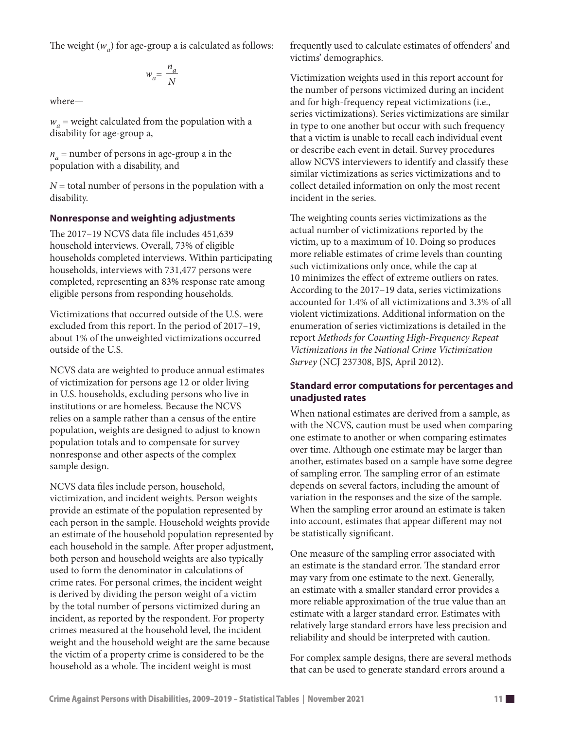The weight ($w_a$) for age-group a is calculated as follows:

$$w_a = \frac{n_a}{N}$$

where—

$w_a$ = weight calculated from the population with a disability for age-group a,

$n_a$ = number of persons in age-group a in the population with a disability, and

$N$ = total number of persons in the population with a disability.

### Nonresponse and weighting adjustments

The 2017–19 NCVS data file includes 451,639 household interviews. Overall, 73% of eligible households completed interviews. Within participating households, interviews with 731,477 persons were completed, representing an 83% response rate among eligible persons from responding households.

Victimizations that occurred outside of the U.S. were excluded from this report. In the period of 2017–19, about 1% of the unweighted victimizations occurred outside of the U.S.

NCVS data are weighted to produce annual estimates of victimization for persons age 12 or older living in U.S. households, excluding persons who live in institutions or are homeless. Because the NCVS relies on a sample rather than a census of the entire population, weights are designed to adjust to known population totals and to compensate for survey nonresponse and other aspects of the complex sample design.

NCVS data files include person, household, victimization, and incident weights. Person weights provide an estimate of the population represented by each person in the sample. Household weights provide an estimate of the household population represented by each household in the sample. After proper adjustment, both person and household weights are also typically used to form the denominator in calculations of crime rates. For personal crimes, the incident weight is derived by dividing the person weight of a victim by the total number of persons victimized during an incident, as reported by the respondent. For property crimes measured at the household level, the incident weight and the household weight are the same because the victim of a property crime is considered to be the household as a whole. The incident weight is most frequently used to calculate estimates of offenders' and victims' demographics.

Victimization weights used in this report account for the number of persons victimized during an incident and for high-frequency repeat victimizations (i.e., series victimizations). Series victimizations are similar in type to one another but occur with such frequency that a victim is unable to recall each individual event or describe each event in detail. Survey procedures allow NCVS interviewers to identify and classify these similar victimizations as series victimizations and to collect detailed information on only the most recent incident in the series.

The weighting counts series victimizations as the actual number of victimizations reported by the victim, up to a maximum of 10. Doing so produces more reliable estimates of crime levels than counting such victimizations only once, while the cap at 10 minimizes the effect of extreme outliers on rates. According to the 2017–19 data, series victimizations accounted for 1.4% of all victimizations and 3.3% of all violent victimizations. Additional information on the enumeration of series victimizations is detailed in the report *Methods for Counting High-Frequency Repeat Victimizations in the National Crime Victimization Survey* (NCJ 237308, BJS, April 2012).

### Standard error computations for percentages and unadjusted rates

When national estimates are derived from a sample, as with the NCVS, caution must be used when comparing one estimate to another or when comparing estimates over time. Although one estimate may be larger than another, estimates based on a sample have some degree of sampling error. The sampling error of an estimate depends on several factors, including the amount of variation in the responses and the size of the sample. When the sampling error around an estimate is taken into account, estimates that appear different may not be statistically significant.

One measure of the sampling error associated with an estimate is the standard error. The standard error may vary from one estimate to the next. Generally, an estimate with a smaller standard error provides a more reliable approximation of the true value than an estimate with a larger standard error. Estimates with relatively large standard errors have less precision and reliability and should be interpreted with caution.

For complex sample designs, there are several methods that can be used to generate standard errors around a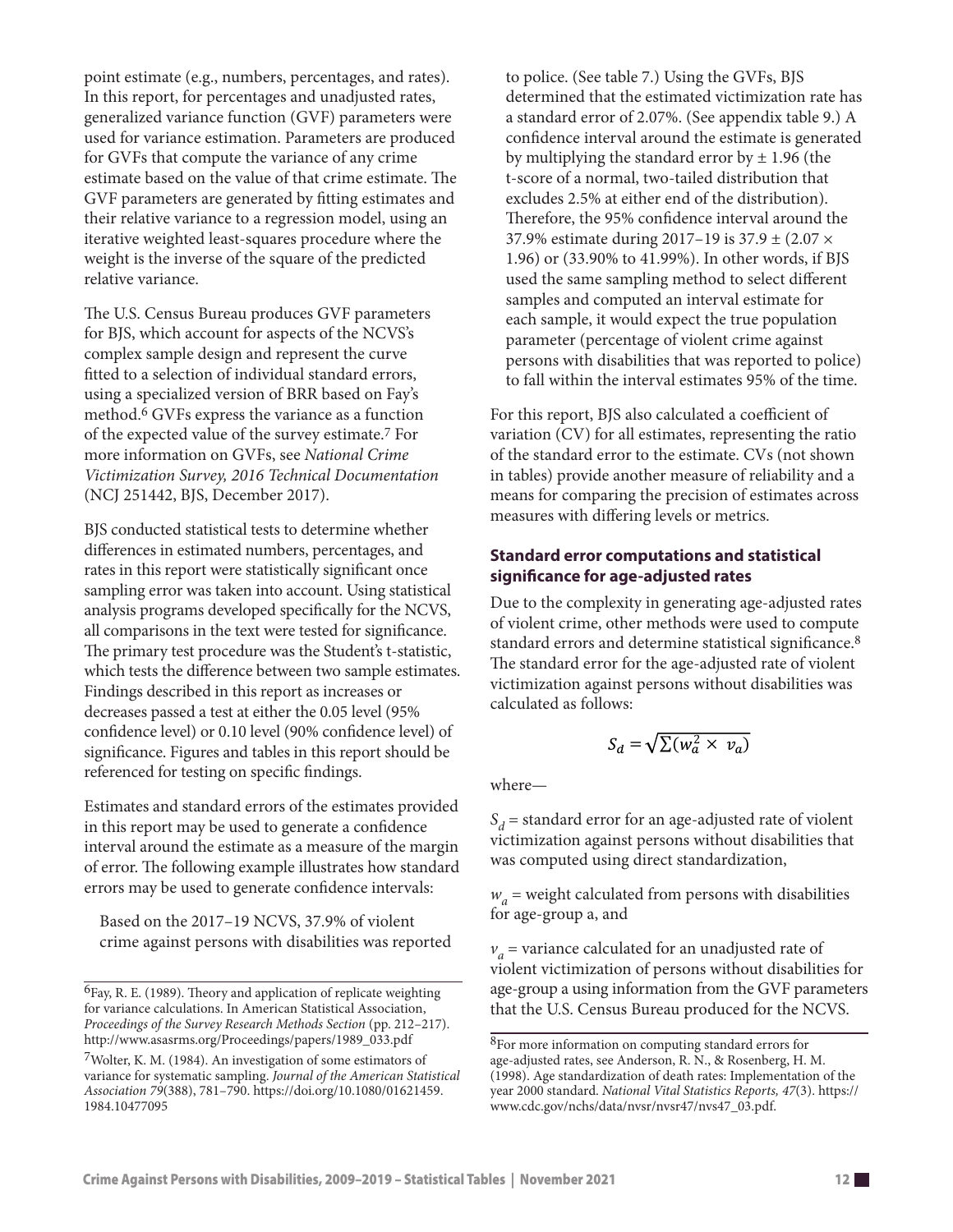point estimate (e.g., numbers, percentages, and rates). In this report, for percentages and unadjusted rates, generalized variance function (GVF) parameters were used for variance estimation. Parameters are produced for GVFs that compute the variance of any crime estimate based on the value of that crime estimate. The GVF parameters are generated by fitting estimates and their relative variance to a regression model, using an iterative weighted least-squares procedure where the weight is the inverse of the square of the predicted relative variance.

The U.S. Census Bureau produces GVF parameters for BJS, which account for aspects of the NCVS's complex sample design and represent the curve fitted to a selection of individual standard errors, using a specialized version of BRR based on Fay's method.[6] GVFs express the variance as a function of the expected value of the survey estimate.[7] For more information on GVFs, see *National Crime Victimization Survey, 2016 Technical Documentation* (NCJ 251442, BJS, December 2017).

BJS conducted statistical tests to determine whether differences in estimated numbers, percentages, and rates in this report were statistically significant once sampling error was taken into account. Using statistical analysis programs developed specifically for the NCVS, all comparisons in the text were tested for significance. The primary test procedure was the Student's t-statistic, which tests the difference between two sample estimates. Findings described in this report as increases or decreases passed a test at either the 0.05 level (95% confidence level) or 0.10 level (90% confidence level) of significance. Figures and tables in this report should be referenced for testing on specific findings.

Estimates and standard errors of the estimates provided in this report may be used to generate a confidence interval around the estimate as a measure of the margin of error. The following example illustrates how standard errors may be used to generate confidence intervals:

> Based on the 2017–19 NCVS, 37.9% of violent crime against persons with disabilities was reported to police. (See table 7.) Using the GVFs, BJS determined that the estimated victimization rate has a standard error of 2.07%. (See appendix table 9.) A confidence interval around the estimate is generated by multiplying the standard error by ± 1.96 (the t-score of a normal, two-tailed distribution that excludes 2.5% at either end of the distribution). Therefore, the 95% confidence interval around the 37.9% estimate during 2017–19 is 37.9 ± (2.07 × 1.96) or (33.90% to 41.99%). In other words, if BJS used the same sampling method to select different samples and computed an interval estimate for each sample, it would expect the true population parameter (percentage of violent crime against persons with disabilities that was reported to police) to fall within the interval estimates 95% of the time.

For this report, BJS also calculated a coefficient of variation (CV) for all estimates, representing the ratio of the standard error to the estimate. CVs (not shown in tables) provide another measure of reliability and a means for comparing the precision of estimates across measures with differing levels or metrics.

### Standard error computations and statistical significance for age-adjusted rates

Due to the complexity in generating age-adjusted rates of violent crime, other methods were used to compute standard errors and determine statistical significance.[8] The standard error for the age-adjusted rate of violent victimization against persons without disabilities was calculated as follows:

$$S_d = \sqrt{\sum(w_a^2 \times v_a)}$$

where—

$S_d$ = standard error for an age-adjusted rate of violent victimization against persons without disabilities that was computed using direct standardization,

$w_a$ = weight calculated from persons with disabilities for age-group a, and

$v_a$ = variance calculated for an unadjusted rate of violent victimization of persons without disabilities for age-group a using information from the GVF parameters that the U.S. Census Bureau produced for the NCVS.

---

[6]Fay, R. E. (1989). Theory and application of replicate weighting for variance calculations. In American Statistical Association, *Proceedings of the Survey Research Methods Section* (pp. 212–217). http://www.asasrms.org/Proceedings/papers/1989_033.pdf

[7]Wolter, K. M. (1984). An investigation of some estimators of variance for systematic sampling. *Journal of the American Statistical Association 79*(388), 781–790. https://doi.org/10.1080/01621459.1984.10477095

[8]For more information on computing standard errors for age-adjusted rates, see Anderson, R. N., & Rosenberg, H. M. (1998). Age standardization of death rates: Implementation of the year 2000 standard. *National Vital Statistics Reports, 47*(3). https://www.cdc.gov/nchs/data/nvsr/nvsr47/nvs47_03.pdf.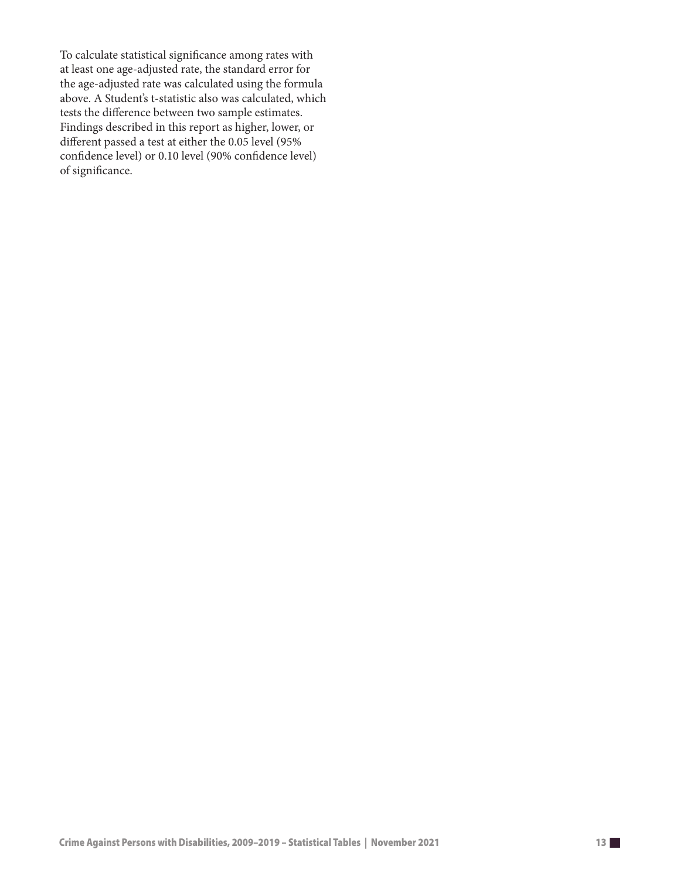To calculate statistical significance among rates with at least one age-adjusted rate, the standard error for the age-adjusted rate was calculated using the formula above. A Student's t-statistic also was calculated, which tests the difference between two sample estimates. Findings described in this report as higher, lower, or different passed a test at either the 0.05 level (95% confidence level) or 0.10 level (90% confidence level) of significance.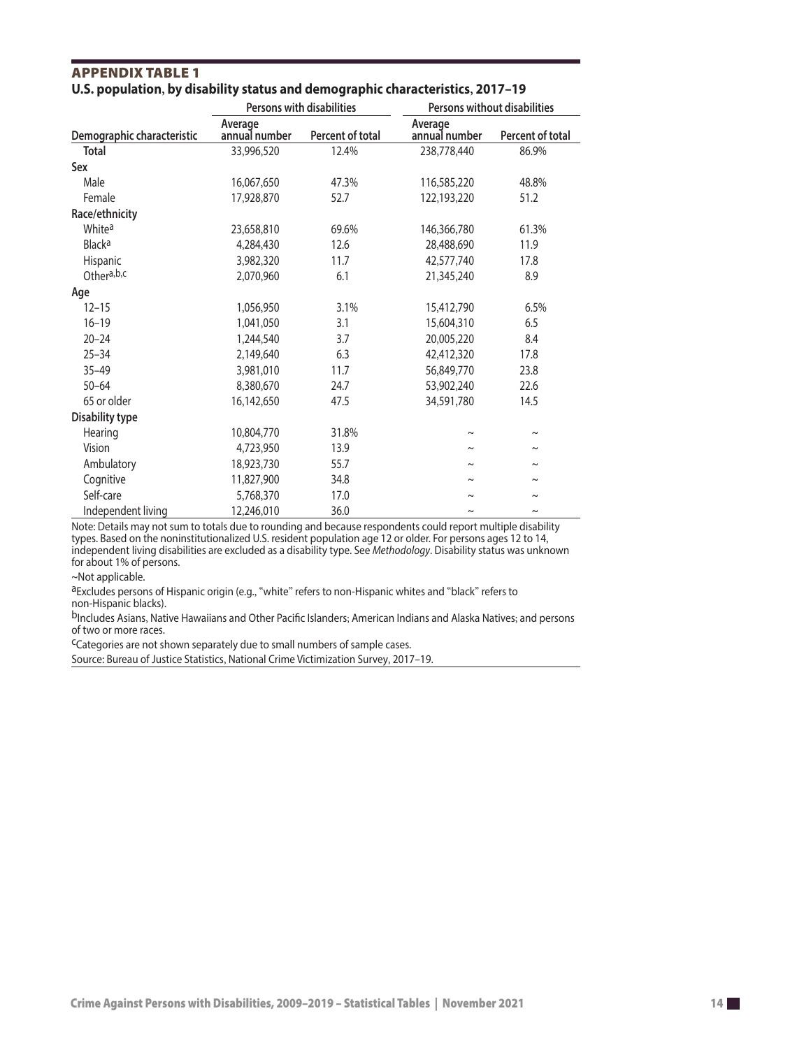## APPENDIX TABLE 1

**U.S. population, by disability status and demographic characteristics, 2017–19**

| Demographic characteristic | Persons with disabilities | | Persons without disabilities | |
|---|---|---|---|---|
| | Average annual number | Percent of total | Average annual number | Percent of total |
| **Total** | 33,996,520 | 12.4% | 238,778,440 | 86.9% |
| **Sex** | | | | |
| Male | 16,067,650 | 47.3% | 116,585,220 | 48.8% |
| Female | 17,928,870 | 52.7 | 122,193,220 | 51.2 |
| **Race/ethnicity** | | | | |
| White[a] | 23,658,810 | 69.6% | 146,366,780 | 61.3% |
| Black[a] | 4,284,430 | 12.6 | 28,488,690 | 11.9 |
| Hispanic | 3,982,320 | 11.7 | 42,577,740 | 17.8 |
| Other[a,b,c] | 2,070,960 | 6.1 | 21,345,240 | 8.9 |
| **Age** | | | | |
| 12–15 | 1,056,950 | 3.1% | 15,412,790 | 6.5% |
| 16–19 | 1,041,050 | 3.1 | 15,604,310 | 6.5 |
| 20–24 | 1,244,540 | 3.7 | 20,005,220 | 8.4 |
| 25–34 | 2,149,640 | 6.3 | 42,412,320 | 17.8 |
| 35–49 | 3,981,010 | 11.7 | 56,849,770 | 23.8 |
| 50–64 | 8,380,670 | 24.7 | 53,902,240 | 22.6 |
| 65 or older | 16,142,650 | 47.5 | 34,591,780 | 14.5 |
| **Disability type** | | | | |
| Hearing | 10,804,770 | 31.8% | ~ | ~ |
| Vision | 4,723,950 | 13.9 | ~ | ~ |
| Ambulatory | 18,923,730 | 55.7 | ~ | ~ |
| Cognitive | 11,827,900 | 34.8 | ~ | ~ |
| Self-care | 5,768,370 | 17.0 | ~ | ~ |
| Independent living | 12,246,010 | 36.0 | ~ | ~ |

Note: Details may not sum to totals due to rounding and because respondents could report multiple disability types. Based on the noninstitutionalized U.S. resident population age 12 or older. For persons ages 12 to 14, independent living disabilities are excluded as a disability type. See *Methodology*. Disability status was unknown for about 1% of persons.

~Not applicable.

[a]Excludes persons of Hispanic origin (e.g., "white" refers to non-Hispanic whites and "black" refers to non-Hispanic blacks).

[b]Includes Asians, Native Hawaiians and Other Pacific Islanders; American Indians and Alaska Natives; and persons of two or more races.

[c]Categories are not shown separately due to small numbers of sample cases.

Source: Bureau of Justice Statistics, National Crime Victimization Survey, 2017–19.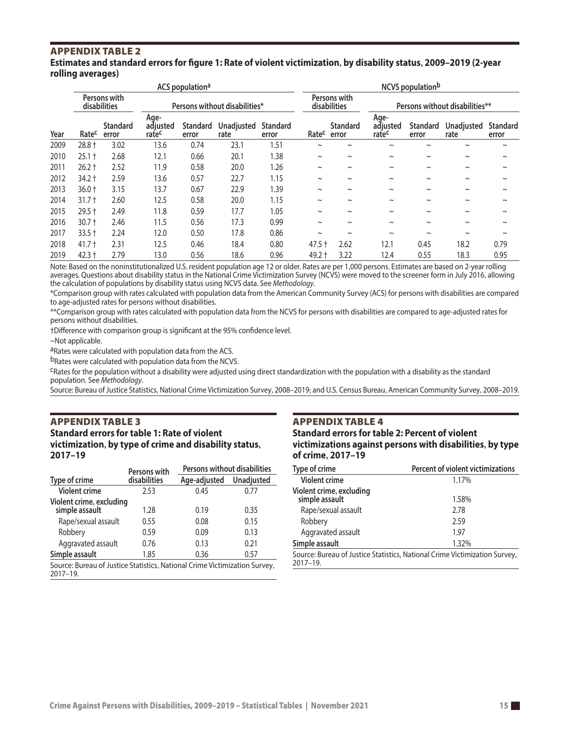## APPENDIX TABLE 2

**Estimates and standard errors for figure 1: Rate of violent victimization, by disability status, 2009–2019 (2-year rolling averages)**

| | ACS population[a] | | | | | | NCVS population[b] | | | | | |
|---|---|---|---|---|---|---|---|---|---|---|---|---|
| | Persons with disabilities | | Persons without disabilities* | | | | Persons with disabilities | | Persons without disabilities** | | | |
| Year | Rate[c] | Standard error | Age-adjusted rate[c] | Standard error | Unadjusted rate | Standard error | Rate[c] | Standard error | Age-adjusted rate[c] | Standard error | Unadjusted rate | Standard error |
| 2009 | 28.8 † | 3.02 | 13.6 | 0.74 | 23.1 | 1.51 | ~ | ~ | ~ | ~ | ~ | ~ |
| 2010 | 25.1 † | 2.68 | 12.1 | 0.66 | 20.1 | 1.38 | ~ | ~ | ~ | ~ | ~ | ~ |
| 2011 | 26.2 † | 2.52 | 11.9 | 0.58 | 20.0 | 1.26 | ~ | ~ | ~ | ~ | ~ | ~ |
| 2012 | 34.2 † | 2.59 | 13.6 | 0.57 | 22.7 | 1.15 | ~ | ~ | ~ | ~ | ~ | ~ |
| 2013 | 36.0 † | 3.15 | 13.7 | 0.67 | 22.9 | 1.39 | ~ | ~ | ~ | ~ | ~ | ~ |
| 2014 | 31.7 † | 2.60 | 12.5 | 0.58 | 20.0 | 1.15 | ~ | ~ | ~ | ~ | ~ | ~ |
| 2015 | 29.5 † | 2.49 | 11.8 | 0.59 | 17.7 | 1.05 | ~ | ~ | ~ | ~ | ~ | ~ |
| 2016 | 30.7 † | 2.46 | 11.5 | 0.56 | 17.3 | 0.99 | ~ | ~ | ~ | ~ | ~ | ~ |
| 2017 | 33.5 † | 2.24 | 12.0 | 0.50 | 17.8 | 0.86 | ~ | ~ | ~ | ~ | ~ | ~ |
| 2018 | 41.7 † | 2.31 | 12.5 | 0.46 | 18.4 | 0.80 | 47.5 † | 2.62 | 12.1 | 0.45 | 18.2 | 0.79 |
| 2019 | 42.3 † | 2.79 | 13.0 | 0.56 | 18.6 | 0.96 | 49.2 † | 3.22 | 12.4 | 0.55 | 18.3 | 0.95 |

Note: Based on the noninstitutionalized U.S. resident population age 12 or older. Rates are per 1,000 persons. Estimates are based on 2-year rolling averages. Questions about disability status in the National Crime Victimization Survey (NCVS) were moved to the screener form in July 2016, allowing the calculation of populations by disability status using NCVS data. See *Methodology*.

*Comparison group with rates calculated with population data from the American Community Survey (ACS) for persons with disabilities are compared to age-adjusted rates for persons without disabilities.

**Comparison group with rates calculated with population data from the NCVS for persons with disabilities are compared to age-adjusted rates for persons without disabilities.

†Difference with comparison group is significant at the 95% confidence level.

~Not applicable.

[a]Rates were calculated with population data from the ACS.

[b]Rates were calculated with population data from the NCVS.

[c]Rates for the population without a disability were adjusted using direct standardization with the population with a disability as the standard population. See *Methodology*.

Source: Bureau of Justice Statistics, National Crime Victimization Survey, 2008–2019; and U.S. Census Bureau, American Community Survey, 2008–2019.

## APPENDIX TABLE 3

**Standard errors for table 1: Rate of violent victimization, by type of crime and disability status, 2017–19**

| | Persons with | Persons without disabilities | |
|---|---|---|---|
| Type of crime | disabilities | Age-adjusted | Unadjusted |
| Violent crime | 2.53 | 0.45 | 0.77 |
| Violent crime, excluding simple assault | 1.28 | 0.19 | 0.35 |
| Rape/sexual assault | 0.55 | 0.08 | 0.15 |
| Robbery | 0.59 | 0.09 | 0.13 |
| Aggravated assault | 0.76 | 0.13 | 0.21 |
| Simple assault | 1.85 | 0.36 | 0.57 |

Source: Bureau of Justice Statistics, National Crime Victimization Survey, 2017–19.

## APPENDIX TABLE 4

**Standard errors for table 2: Percent of violent victimizations against persons with disabilities, by type of crime, 2017–19**

| Type of crime | Percent of violent victimizations |
|---|---|
| Violent crime | 1.17% |
| Violent crime, excluding simple assault | 1.58% |
| Rape/sexual assault | 2.78 |
| Robbery | 2.59 |
| Aggravated assault | 1.97 |
| Simple assault | 1.32% |

Source: Bureau of Justice Statistics, National Crime Victimization Survey, 2017–19.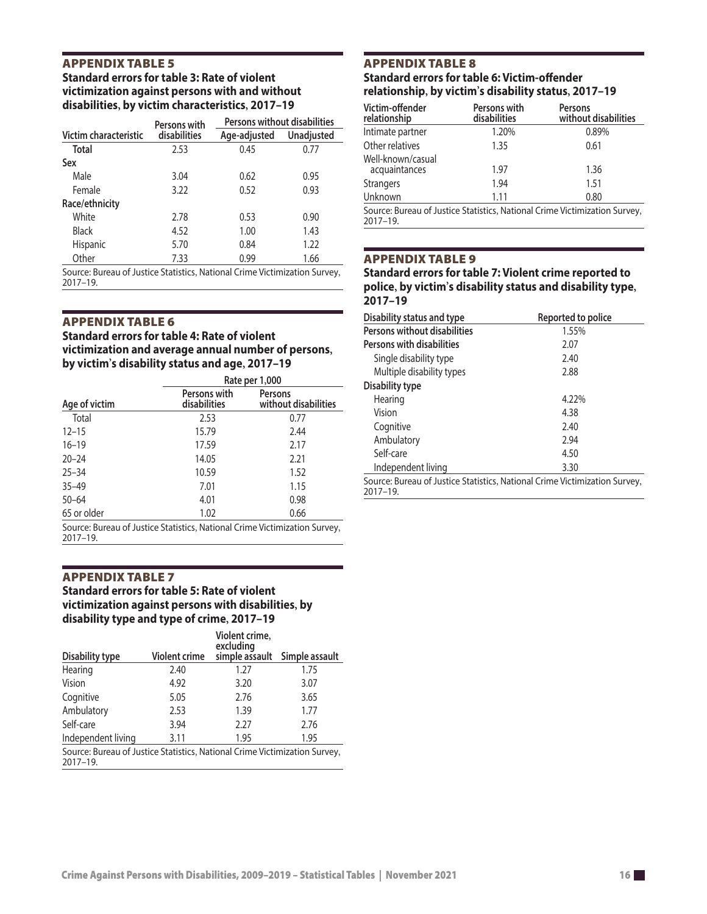## APPENDIX TABLE 5

**Standard errors for table 3: Rate of violent victimization against persons with and without disabilities, by victim characteristics, 2017–19**

| Victim characteristic | Persons with disabilities | Persons without disabilities | |
|---|---|---|---|
| | | Age-adjusted | Unadjusted |
| **Total** | 2.53 | 0.45 | 0.77 |
| **Sex** | | | |
| Male | 3.04 | 0.62 | 0.95 |
| Female | 3.22 | 0.52 | 0.93 |
| **Race/ethnicity** | | | |
| White | 2.78 | 0.53 | 0.90 |
| Black | 4.52 | 1.00 | 1.43 |
| Hispanic | 5.70 | 0.84 | 1.22 |
| Other | 7.33 | 0.99 | 1.66 |

Source: Bureau of Justice Statistics, National Crime Victimization Survey, 2017–19.

## APPENDIX TABLE 6

**Standard errors for table 4: Rate of violent victimization and average annual number of persons, by victim's disability status and age, 2017–19**

| Age of victim | Rate per 1,000 | |
|---|---|---|
| | Persons with disabilities | Persons without disabilities |
| Total | 2.53 | 0.77 |
| 12–15 | 15.79 | 2.44 |
| 16–19 | 17.59 | 2.17 |
| 20–24 | 14.05 | 2.21 |
| 25–34 | 10.59 | 1.52 |
| 35–49 | 7.01 | 1.15 |
| 50–64 | 4.01 | 0.98 |
| 65 or older | 1.02 | 0.66 |

Source: Bureau of Justice Statistics, National Crime Victimization Survey, 2017–19.

## APPENDIX TABLE 7

**Standard errors for table 5: Rate of violent victimization against persons with disabilities, by disability type and type of crime, 2017–19**

| Disability type | Violent crime | Violent crime, excluding simple assault | Simple assault |
|---|---|---|---|
| Hearing | 2.40 | 1.27 | 1.75 |
| Vision | 4.92 | 3.20 | 3.07 |
| Cognitive | 5.05 | 2.76 | 3.65 |
| Ambulatory | 2.53 | 1.39 | 1.77 |
| Self-care | 3.94 | 2.27 | 2.76 |
| Independent living | 3.11 | 1.95 | 1.95 |

Source: Bureau of Justice Statistics, National Crime Victimization Survey, 2017–19.

## APPENDIX TABLE 8

**Standard errors for table 6: Victim-offender relationship, by victim's disability status, 2017–19**

| Victim-offender relationship | Persons with disabilities | Persons without disabilities |
|---|---|---|
| Intimate partner | 1.20% | 0.89% |
| Other relatives | 1.35 | 0.61 |
| Well-known/casual acquaintances | 1.97 | 1.36 |
| Strangers | 1.94 | 1.51 |
| Unknown | 1.11 | 0.80 |

Source: Bureau of Justice Statistics, National Crime Victimization Survey, 2017–19.

## APPENDIX TABLE 9

**Standard errors for table 7: Violent crime reported to police, by victim's disability status and disability type, 2017–19**

| Disability status and type | Reported to police |
|---|---|
| **Persons without disabilities** | 1.55% |
| **Persons with disabilities** | 2.07 |
| Single disability type | 2.40 |
| Multiple disability types | 2.88 |
| **Disability type** | |
| Hearing | 4.22% |
| Vision | 4.38 |
| Cognitive | 2.40 |
| Ambulatory | 2.94 |
| Self-care | 4.50 |
| Independent living | 3.30 |

Source: Bureau of Justice Statistics, National Crime Victimization Survey, 2017–19.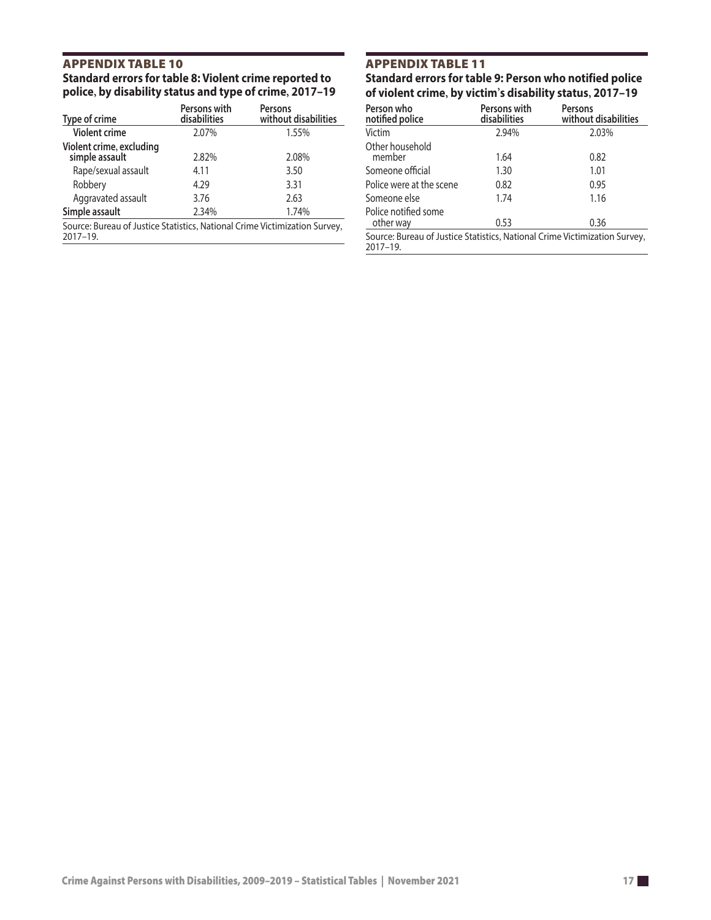## APPENDIX TABLE 10

**Standard errors for table 8: Violent crime reported to police, by disability status and type of crime, 2017–19**

| Type of crime | Persons with disabilities | Persons without disabilities |
|---|---|---|
| **Violent crime** | 2.07% | 1.55% |
| **Violent crime, excluding simple assault** | 2.82% | 2.08% |
| Rape/sexual assault | 4.11 | 3.50 |
| Robbery | 4.29 | 3.31 |
| Aggravated assault | 3.76 | 2.63 |
| **Simple assault** | 2.34% | 1.74% |

Source: Bureau of Justice Statistics, National Crime Victimization Survey, 2017–19.

## APPENDIX TABLE 11

**Standard errors for table 9: Person who notified police of violent crime, by victim's disability status, 2017–19**

| Person who notified police | Persons with disabilities | Persons without disabilities |
|---|---|---|
| Victim | 2.94% | 2.03% |
| Other household member | 1.64 | 0.82 |
| Someone official | 1.30 | 1.01 |
| Police were at the scene | 0.82 | 0.95 |
| Someone else | 1.74 | 1.16 |
| Police notified some other way | 0.53 | 0.36 |

Source: Bureau of Justice Statistics, National Crime Victimization Survey, 2017–19.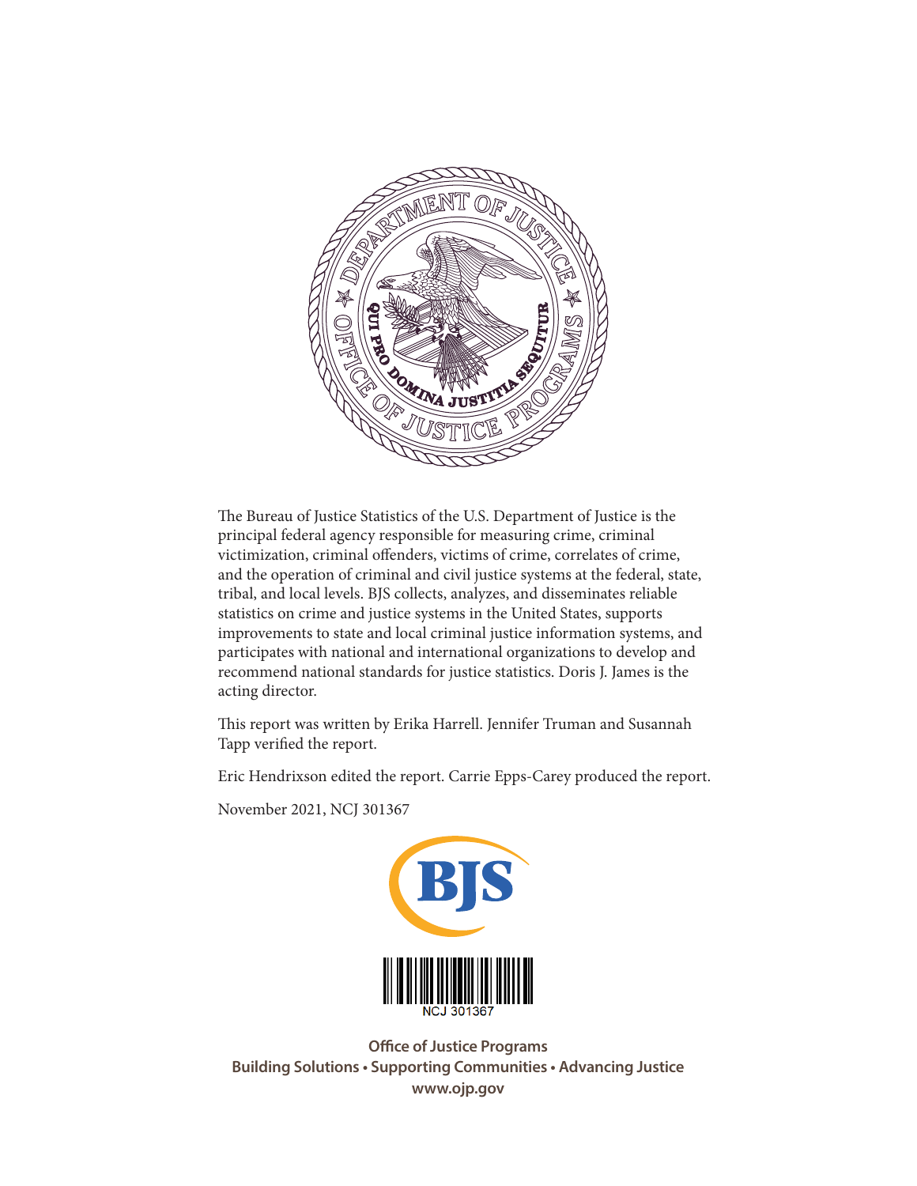The Bureau of Justice Statistics of the U.S. Department of Justice is the principal federal agency responsible for measuring crime, criminal victimization, criminal offenders, victims of crime, correlates of crime, and the operation of criminal and civil justice systems at the federal, state, tribal, and local levels. BJS collects, analyzes, and disseminates reliable statistics on crime and justice systems in the United States, supports improvements to state and local criminal justice information systems, and participates with national and international organizations to develop and recommend national standards for justice statistics. Doris J. James is the acting director.

This report was written by Erika Harrell. Jennifer Truman and Susannah Tapp verified the report.

Eric Hendrixson edited the report. Carrie Epps-Carey produced the report.

November 2021, NCJ 301367

NCJ 301367

**Office of Justice Programs**
**Building Solutions • Supporting Communities • Advancing Justice**
**www.ojp.gov**